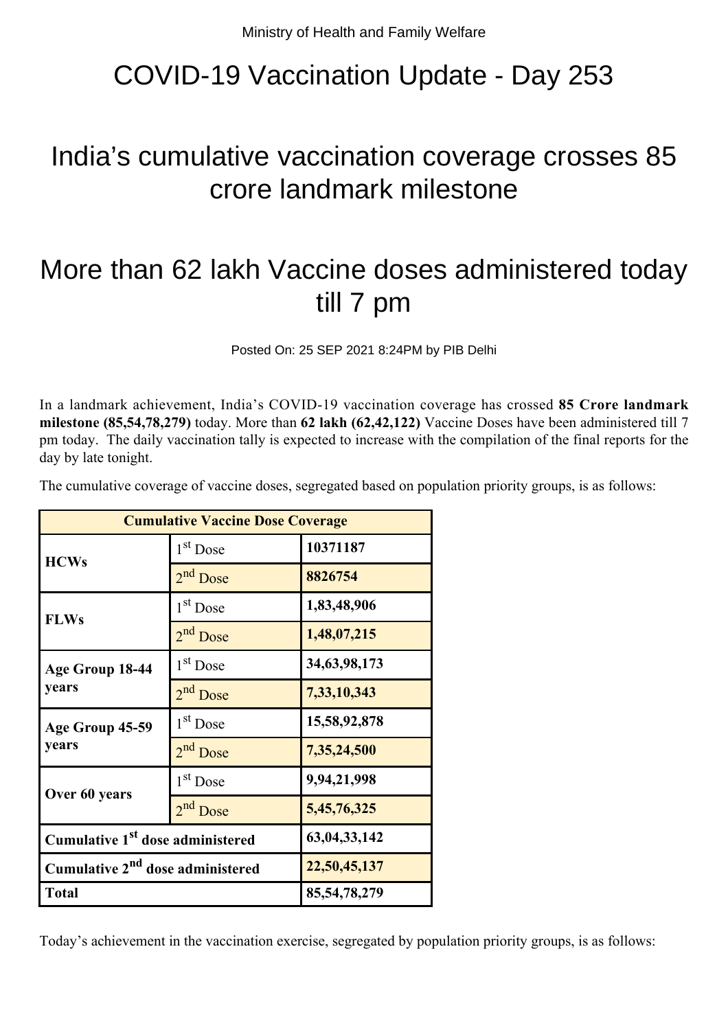Ministry of Health and Family Welfare

# COVID-19 Vaccination Update - Day 253

## India's cumulative vaccination coverage crosses 85 crore landmark milestone

## More than 62 lakh Vaccine doses administered today till 7 pm

Posted On: 25 SEP 2021 8:24PM by PIB Delhi

In a landmark achievement, India's COVID-19 vaccination coverage has crossed **85 Crore landmark milestone (85,54,78,279)** today. More than **62 lakh (62,42,122)** Vaccine Doses have been administered till 7 pm today. The daily vaccination tally is expected to increase with the compilation of the final reports for the day by late tonight.

The cumulative coverage of vaccine doses, segregated based on population priority groups, is as follows:

| Cumulative Vaccine Dose Coverage | | |
|---|---|---|
| **HCWs** | 1st Dose | **10371187** |
| | 2nd Dose | **8826754** |
| **FLWs** | 1st Dose | **1,83,48,906** |
| | 2nd Dose | **1,48,07,215** |
| **Age Group 18-44 years** | 1st Dose | **34,63,98,173** |
| | 2nd Dose | **7,33,10,343** |
| **Age Group 45-59 years** | 1st Dose | **15,58,92,878** |
| | 2nd Dose | **7,35,24,500** |
| **Over 60 years** | 1st Dose | **9,94,21,998** |
| | 2nd Dose | **5,45,76,325** |
| **Cumulative 1st dose administered** | | **63,04,33,142** |
| **Cumulative 2nd dose administered** | | **22,50,45,137** |
| **Total** | | **85,54,78,279** |

Today's achievement in the vaccination exercise, segregated by population priority groups, is as follows: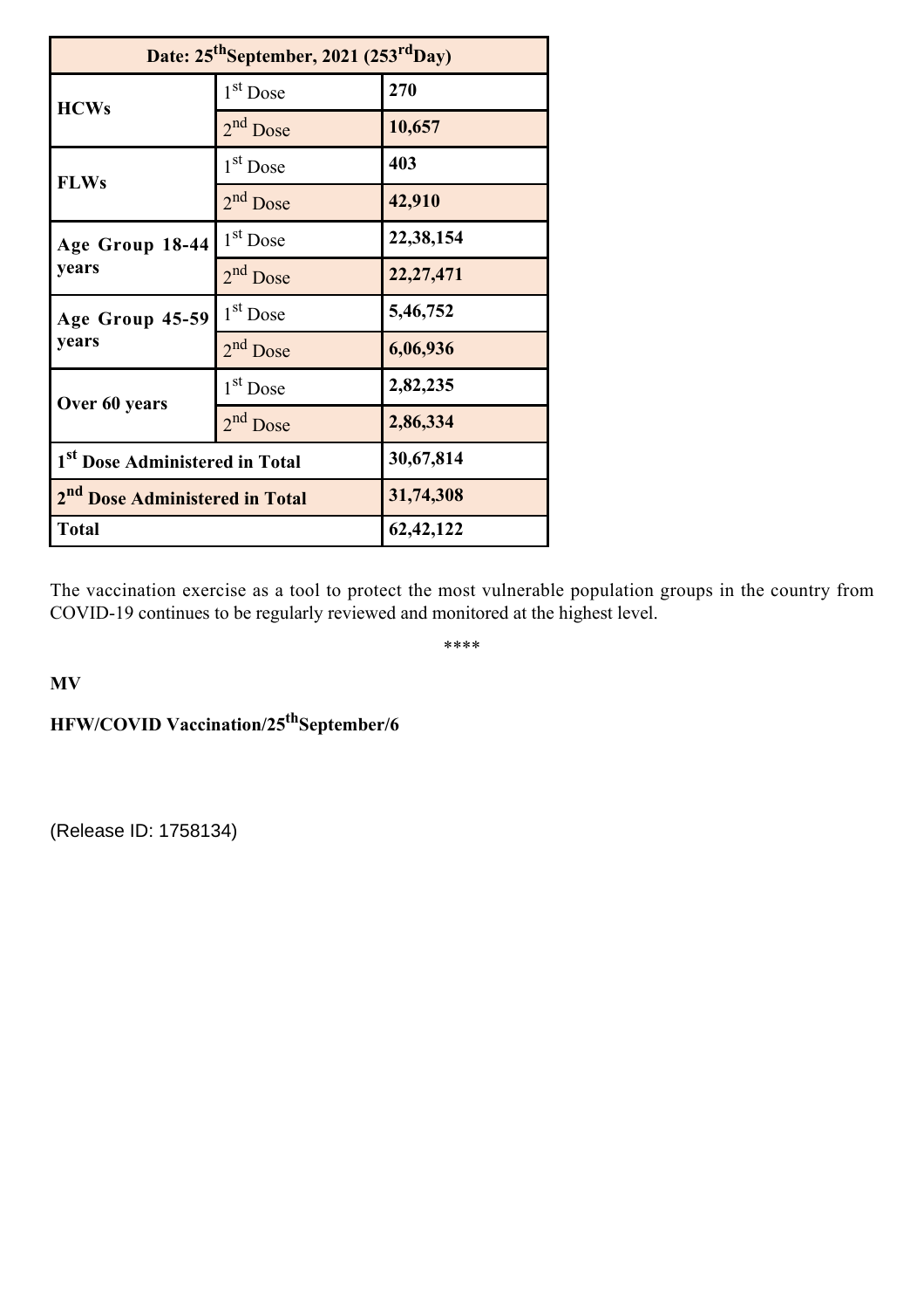| Date: 25th September, 2021 (253rd Day) | | |
|---|---|---|
| **HCWs** | 1st Dose | **270** |
| | 2nd Dose | **10,657** |
| **FLWs** | 1st Dose | **403** |
| | 2nd Dose | **42,910** |
| **Age Group 18-44 years** | 1st Dose | **22,38,154** |
| | 2nd Dose | **22,27,471** |
| **Age Group 45-59 years** | 1st Dose | **5,46,752** |
| | 2nd Dose | **6,06,936** |
| **Over 60 years** | 1st Dose | **2,82,235** |
| | 2nd Dose | **2,86,334** |
| **1st Dose Administered in Total** | | **30,67,814** |
| **2nd Dose Administered in Total** | | **31,74,308** |
| **Total** | | **62,42,122** |

The vaccination exercise as a tool to protect the most vulnerable population groups in the country from COVID-19 continues to be regularly reviewed and monitored at the highest level.

****

**MV**

**HFW/COVID Vaccination/25th September/6**

(Release ID: 1758134)